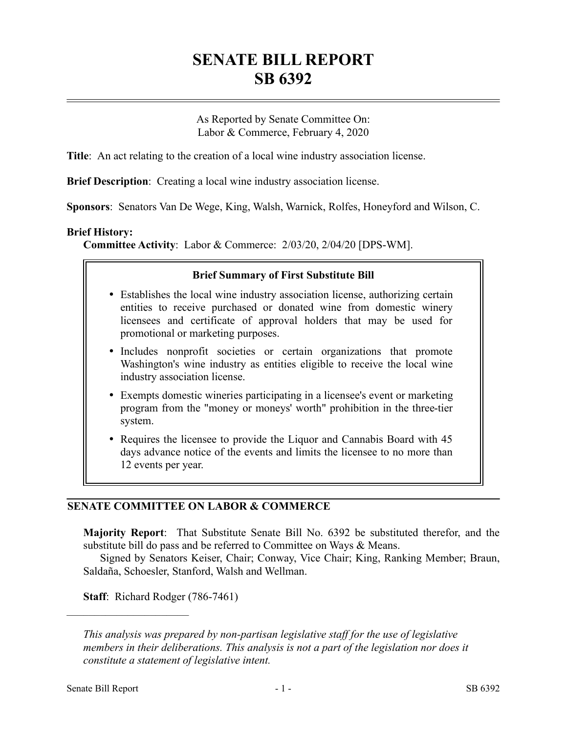# SENATE BILL REPORT
# SB 6392

As Reported by Senate Committee On:
Labor & Commerce, February 4, 2020

**Title**: An act relating to the creation of a local wine industry association license.

**Brief Description**: Creating a local wine industry association license.

**Sponsors**: Senators Van De Wege, King, Walsh, Warnick, Rolfes, Honeyford and Wilson, C.

**Brief History:**
**Committee Activity**: Labor & Commerce: 2/03/20, 2/04/20 [DPS-WM].

**Brief Summary of First Substitute Bill**

- Establishes the local wine industry association license, authorizing certain entities to receive purchased or donated wine from domestic winery licensees and certificate of approval holders that may be used for promotional or marketing purposes.
- Includes nonprofit societies or certain organizations that promote Washington's wine industry as entities eligible to receive the local wine industry association license.
- Exempts domestic wineries participating in a licensee's event or marketing program from the "money or moneys' worth" prohibition in the three-tier system.
- Requires the licensee to provide the Liquor and Cannabis Board with 45 days advance notice of the events and limits the licensee to no more than 12 events per year.

## SENATE COMMITTEE ON LABOR & COMMERCE

**Majority Report**: That Substitute Senate Bill No. 6392 be substituted therefor, and the substitute bill do pass and be referred to Committee on Ways & Means.
Signed by Senators Keiser, Chair; Conway, Vice Chair; King, Ranking Member; Braun, Saldaña, Schoesler, Stanford, Walsh and Wellman.

**Staff**: Richard Rodger (786-7461)

---

*This analysis was prepared by non-partisan legislative staff for the use of legislative members in their deliberations. This analysis is not a part of the legislation nor does it constitute a statement of legislative intent.*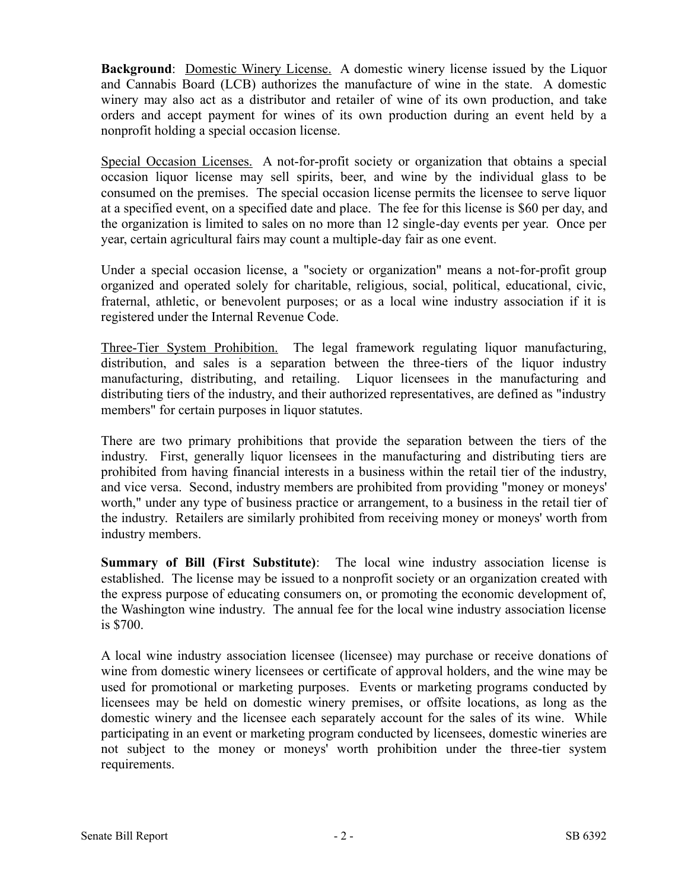**Background**: Domestic Winery License. A domestic winery license issued by the Liquor and Cannabis Board (LCB) authorizes the manufacture of wine in the state. A domestic winery may also act as a distributor and retailer of wine of its own production, and take orders and accept payment for wines of its own production during an event held by a nonprofit holding a special occasion license.

Special Occasion Licenses. A not-for-profit society or organization that obtains a special occasion liquor license may sell spirits, beer, and wine by the individual glass to be consumed on the premises. The special occasion license permits the licensee to serve liquor at a specified event, on a specified date and place. The fee for this license is $60 per day, and the organization is limited to sales on no more than 12 single-day events per year. Once per year, certain agricultural fairs may count a multiple-day fair as one event.

Under a special occasion license, a "society or organization" means a not-for-profit group organized and operated solely for charitable, religious, social, political, educational, civic, fraternal, athletic, or benevolent purposes; or as a local wine industry association if it is registered under the Internal Revenue Code.

Three-Tier System Prohibition. The legal framework regulating liquor manufacturing, distribution, and sales is a separation between the three-tiers of the liquor industry manufacturing, distributing, and retailing. Liquor licensees in the manufacturing and distributing tiers of the industry, and their authorized representatives, are defined as "industry members" for certain purposes in liquor statutes.

There are two primary prohibitions that provide the separation between the tiers of the industry. First, generally liquor licensees in the manufacturing and distributing tiers are prohibited from having financial interests in a business within the retail tier of the industry, and vice versa. Second, industry members are prohibited from providing "money or moneys' worth," under any type of business practice or arrangement, to a business in the retail tier of the industry. Retailers are similarly prohibited from receiving money or moneys' worth from industry members.

**Summary of Bill (First Substitute)**: The local wine industry association license is established. The license may be issued to a nonprofit society or an organization created with the express purpose of educating consumers on, or promoting the economic development of, the Washington wine industry. The annual fee for the local wine industry association license is $700.

A local wine industry association licensee (licensee) may purchase or receive donations of wine from domestic winery licensees or certificate of approval holders, and the wine may be used for promotional or marketing purposes. Events or marketing programs conducted by licensees may be held on domestic winery premises, or offsite locations, as long as the domestic winery and the licensee each separately account for the sales of its wine. While participating in an event or marketing program conducted by licensees, domestic wineries are not subject to the money or moneys' worth prohibition under the three-tier system requirements.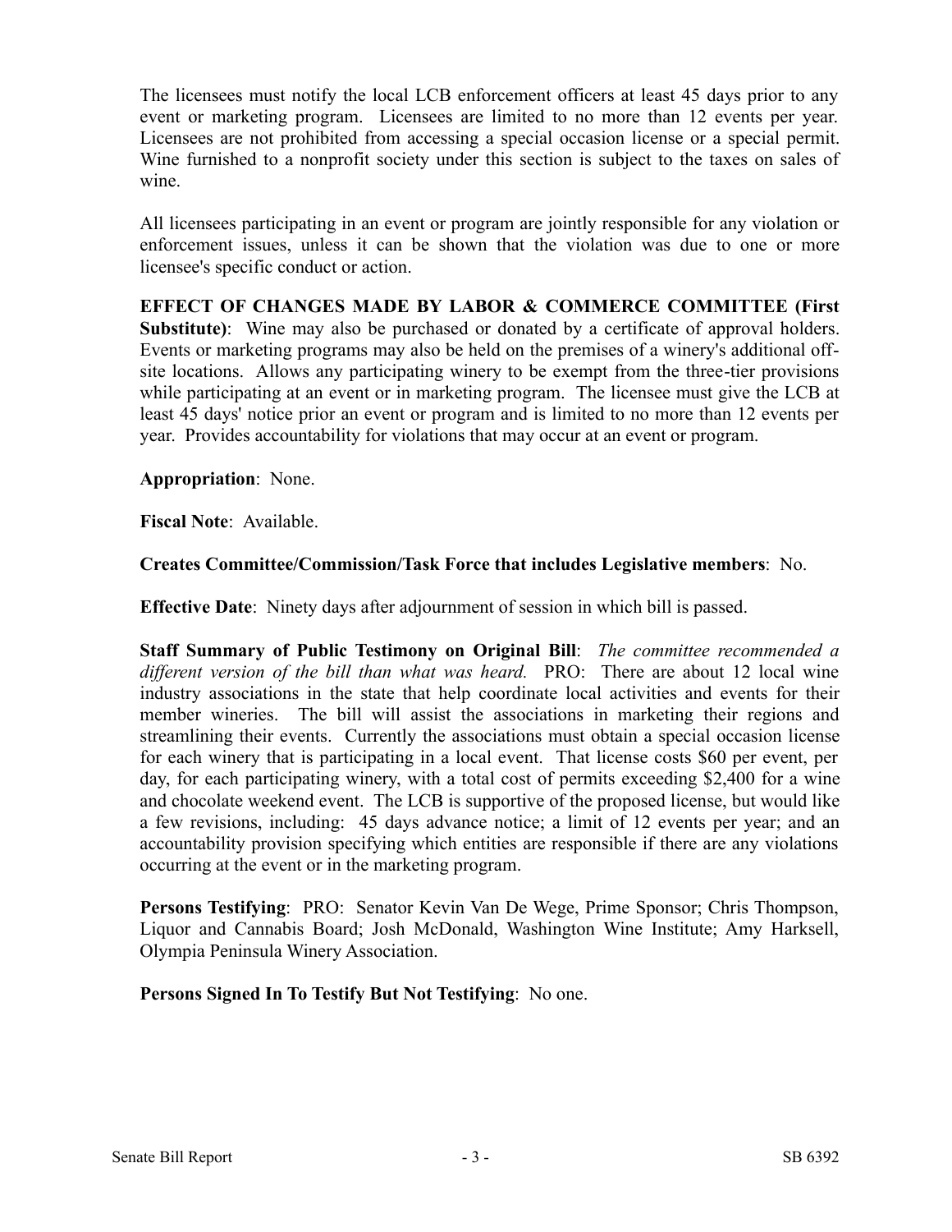The licensees must notify the local LCB enforcement officers at least 45 days prior to any event or marketing program. Licensees are limited to no more than 12 events per year. Licensees are not prohibited from accessing a special occasion license or a special permit. Wine furnished to a nonprofit society under this section is subject to the taxes on sales of wine.

All licensees participating in an event or program are jointly responsible for any violation or enforcement issues, unless it can be shown that the violation was due to one or more licensee's specific conduct or action.

**EFFECT OF CHANGES MADE BY LABOR & COMMERCE COMMITTEE (First Substitute)**: Wine may also be purchased or donated by a certificate of approval holders. Events or marketing programs may also be held on the premises of a winery's additional off-site locations. Allows any participating winery to be exempt from the three-tier provisions while participating at an event or in marketing program. The licensee must give the LCB at least 45 days' notice prior an event or program and is limited to no more than 12 events per year. Provides accountability for violations that may occur at an event or program.

**Appropriation**: None.

**Fiscal Note**: Available.

**Creates Committee/Commission/Task Force that includes Legislative members**: No.

**Effective Date**: Ninety days after adjournment of session in which bill is passed.

**Staff Summary of Public Testimony on Original Bill**: *The committee recommended a different version of the bill than what was heard.* PRO: There are about 12 local wine industry associations in the state that help coordinate local activities and events for their member wineries. The bill will assist the associations in marketing their regions and streamlining their events. Currently the associations must obtain a special occasion license for each winery that is participating in a local event. That license costs $60 per event, per day, for each participating winery, with a total cost of permits exceeding $2,400 for a wine and chocolate weekend event. The LCB is supportive of the proposed license, but would like a few revisions, including: 45 days advance notice; a limit of 12 events per year; and an accountability provision specifying which entities are responsible if there are any violations occurring at the event or in the marketing program.

**Persons Testifying**: PRO: Senator Kevin Van De Wege, Prime Sponsor; Chris Thompson, Liquor and Cannabis Board; Josh McDonald, Washington Wine Institute; Amy Harksell, Olympia Peninsula Winery Association.

**Persons Signed In To Testify But Not Testifying**: No one.